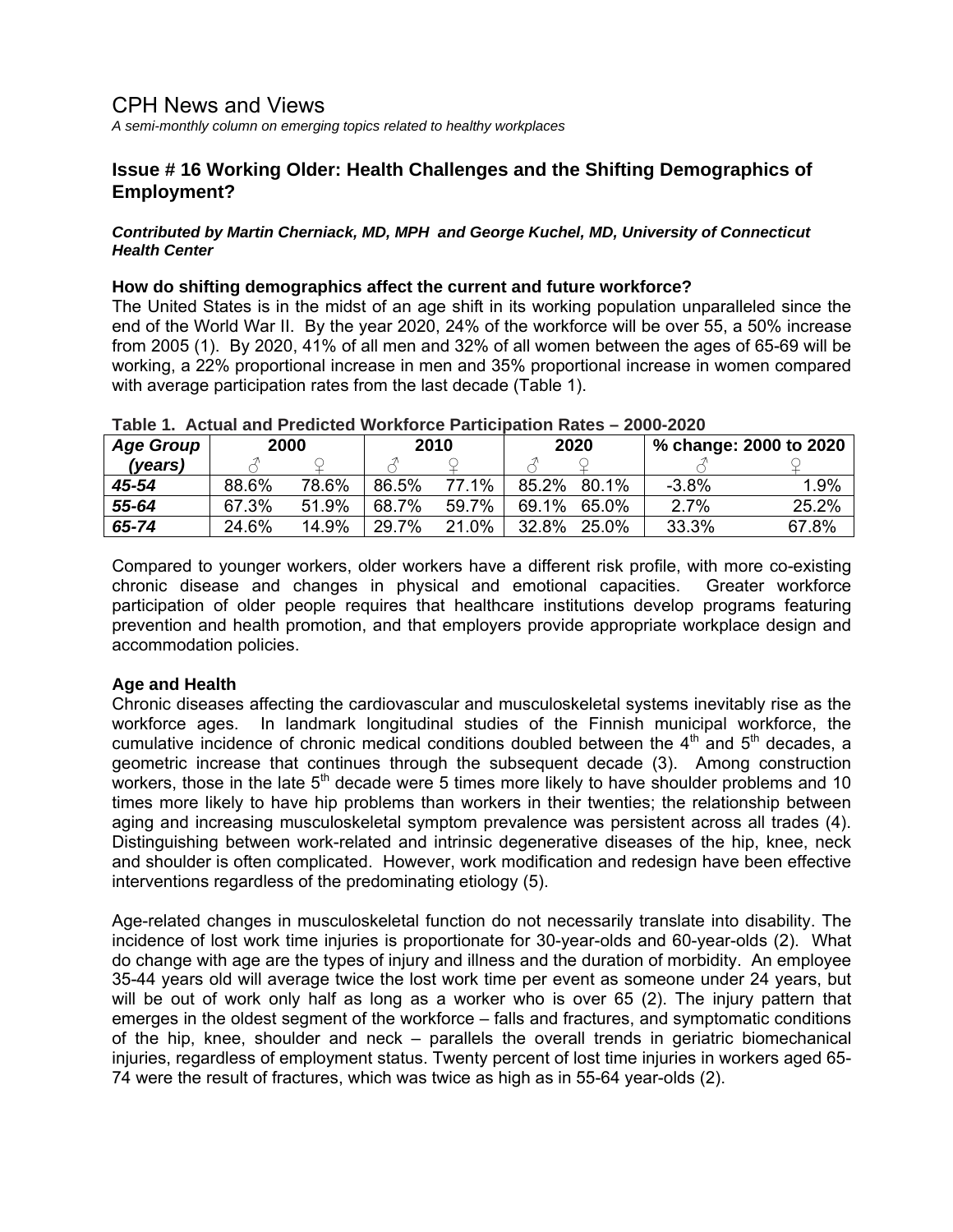# CPH News and Views

*A semi-monthly column on emerging topics related to healthy workplaces*

## Issue # 16 Working Older: Health Challenges and the Shifting Demographics of Employment?

***Contributed by Martin Cherniack, MD, MPH and George Kuchel, MD, University of Connecticut Health Center***

### How do shifting demographics affect the current and future workforce?

The United States is in the midst of an age shift in its working population unparalleled since the end of the World War II. By the year 2020, 24% of the workforce will be over 55, a 50% increase from 2005 (1). By 2020, 41% of all men and 32% of all women between the ages of 65-69 will be working, a 22% proportional increase in men and 35% proportional increase in women compared with average participation rates from the last decade (Table 1).

**Table 1. Actual and Predicted Workforce Participation Rates – 2000-2020**

| *Age Group (years)* | 2000 | | 2010 | | 2020 | | % change: 2000 to 2020 | |
|---|---|---|---|---|---|---|---|---|
| | ♂ | ♀ | ♂ | ♀ | ♂ | ♀ | ♂ | ♀ |
| ***45-54*** | 88.6% | 78.6% | 86.5% | 77.1% | 85.2% | 80.1% | -3.8% | 1.9% |
| ***55-64*** | 67.3% | 51.9% | 68.7% | 59.7% | 69.1% | 65.0% | 2.7% | 25.2% |
| ***65-74*** | 24.6% | 14.9% | 29.7% | 21.0% | 32.8% | 25.0% | 33.3% | 67.8% |

Compared to younger workers, older workers have a different risk profile, with more co-existing chronic disease and changes in physical and emotional capacities. Greater workforce participation of older people requires that healthcare institutions develop programs featuring prevention and health promotion, and that employers provide appropriate workplace design and accommodation policies.

### Age and Health

Chronic diseases affecting the cardiovascular and musculoskeletal systems inevitably rise as the workforce ages. In landmark longitudinal studies of the Finnish municipal workforce, the cumulative incidence of chronic medical conditions doubled between the 4th and 5th decades, a geometric increase that continues through the subsequent decade (3). Among construction workers, those in the late 5th decade were 5 times more likely to have shoulder problems and 10 times more likely to have hip problems than workers in their twenties; the relationship between aging and increasing musculoskeletal symptom prevalence was persistent across all trades (4). Distinguishing between work-related and intrinsic degenerative diseases of the hip, knee, neck and shoulder is often complicated. However, work modification and redesign have been effective interventions regardless of the predominating etiology (5).

Age-related changes in musculoskeletal function do not necessarily translate into disability. The incidence of lost work time injuries is proportionate for 30-year-olds and 60-year-olds (2). What do change with age are the types of injury and illness and the duration of morbidity. An employee 35-44 years old will average twice the lost work time per event as someone under 24 years, but will be out of work only half as long as a worker who is over 65 (2). The injury pattern that emerges in the oldest segment of the workforce – falls and fractures, and symptomatic conditions of the hip, knee, shoulder and neck – parallels the overall trends in geriatric biomechanical injuries, regardless of employment status. Twenty percent of lost time injuries in workers aged 65-74 were the result of fractures, which was twice as high as in 55-64 year-olds (2).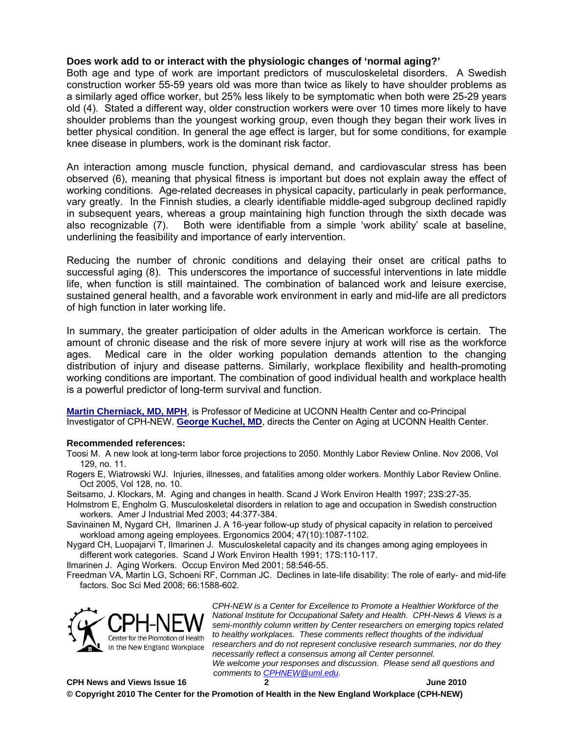**Does work add to or interact with the physiologic changes of 'normal aging?'**

Both age and type of work are important predictors of musculoskeletal disorders. A Swedish construction worker 55-59 years old was more than twice as likely to have shoulder problems as a similarly aged office worker, but 25% less likely to be symptomatic when both were 25-29 years old (4). Stated a different way, older construction workers were over 10 times more likely to have shoulder problems than the youngest working group, even though they began their work lives in better physical condition. In general the age effect is larger, but for some conditions, for example knee disease in plumbers, work is the dominant risk factor.

An interaction among muscle function, physical demand, and cardiovascular stress has been observed (6), meaning that physical fitness is important but does not explain away the effect of working conditions. Age-related decreases in physical capacity, particularly in peak performance, vary greatly. In the Finnish studies, a clearly identifiable middle-aged subgroup declined rapidly in subsequent years, whereas a group maintaining high function through the sixth decade was also recognizable (7). Both were identifiable from a simple 'work ability' scale at baseline, underlining the feasibility and importance of early intervention.

Reducing the number of chronic conditions and delaying their onset are critical paths to successful aging (8). This underscores the importance of successful interventions in late middle life, when function is still maintained. The combination of balanced work and leisure exercise, sustained general health, and a favorable work environment in early and mid-life are all predictors of high function in later working life.

In summary, the greater participation of older adults in the American workforce is certain. The amount of chronic disease and the risk of more severe injury at work will rise as the workforce ages. Medical care in the older working population demands attention to the changing distribution of injury and disease patterns. Similarly, workplace flexibility and health-promoting working conditions are important. The combination of good individual health and workplace health is a powerful predictor of long-term survival and function.

**Martin Cherniack, MD, MPH**, is Professor of Medicine at UCONN Health Center and co-Principal Investigator of CPH-NEW. **George Kuchel, MD**, directs the Center on Aging at UCONN Health Center.

**Recommended references:**

Toosi M. A new look at long-term labor force projections to 2050. Monthly Labor Review Online. Nov 2006, Vol 129, no. 11.

Rogers E, Wiatrowski WJ. Injuries, illnesses, and fatalities among older workers. Monthly Labor Review Online. Oct 2005, Vol 128, no. 10.

Seitsamo, J. Klockars, M. Aging and changes in health. Scand J Work Environ Health 1997; 23S:27-35.

Holmstrom E, Engholm G. Musculoskeletal disorders in relation to age and occupation in Swedish construction workers. Amer J Industrial Med 2003; 44:377-384.

Savinainen M, Nygard CH, Ilmarinen J. A 16-year follow-up study of physical capacity in relation to perceived workload among ageing employees. Ergonomics 2004; 47(10):1087-1102.

Nygard CH, Luopajarvi T, Ilmarinen J. Musculoskeletal capacity and its changes among aging employees in different work categories. Scand J Work Environ Health 1991; 17S:110-117.

Ilmarinen J. Aging Workers. Occup Environ Med 2001; 58:546-55.

Freedman VA, Martin LG, Schoeni RF, Cornman JC. Declines in late-life disability: The role of early- and mid-life factors. Soc Sci Med 2008; 66:1588-602.

CPH-NEW
Center for the Promotion of Health in the New England Workplace

*CPH-NEW is a Center for Excellence to Promote a Healthier Workforce of the National Institute for Occupational Safety and Health. CPH-News & Views is a semi-monthly column written by Center researchers on emerging topics related to healthy workplaces. These comments reflect thoughts of the individual researchers and do not represent conclusive research summaries, nor do they necessarily reflect a consensus among all Center personnel.*
*We welcome your responses and discussion. Please send all questions and comments to CPHNEW@uml.edu.*

**© Copyright 2010 The Center for the Promotion of Health in the New England Workplace (CPH-NEW)**